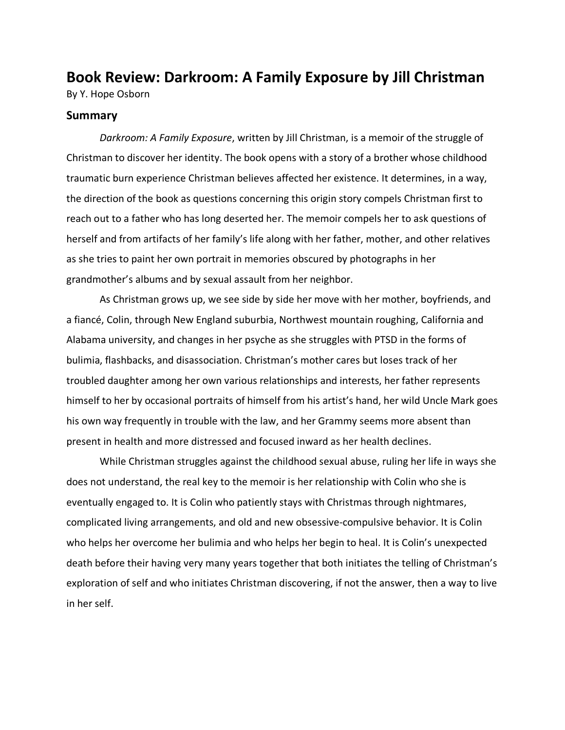# Book Review: Darkroom: A Family Exposure by Jill Christman

By Y. Hope Osborn

## Summary

*Darkroom: A Family Exposure*, written by Jill Christman, is a memoir of the struggle of Christman to discover her identity. The book opens with a story of a brother whose childhood traumatic burn experience Christman believes affected her existence. It determines, in a way, the direction of the book as questions concerning this origin story compels Christman first to reach out to a father who has long deserted her. The memoir compels her to ask questions of herself and from artifacts of her family's life along with her father, mother, and other relatives as she tries to paint her own portrait in memories obscured by photographs in her grandmother's albums and by sexual assault from her neighbor.

As Christman grows up, we see side by side her move with her mother, boyfriends, and a fiancé, Colin, through New England suburbia, Northwest mountain roughing, California and Alabama university, and changes in her psyche as she struggles with PTSD in the forms of bulimia, flashbacks, and disassociation. Christman's mother cares but loses track of her troubled daughter among her own various relationships and interests, her father represents himself to her by occasional portraits of himself from his artist's hand, her wild Uncle Mark goes his own way frequently in trouble with the law, and her Grammy seems more absent than present in health and more distressed and focused inward as her health declines.

While Christman struggles against the childhood sexual abuse, ruling her life in ways she does not understand, the real key to the memoir is her relationship with Colin who she is eventually engaged to. It is Colin who patiently stays with Christmas through nightmares, complicated living arrangements, and old and new obsessive-compulsive behavior. It is Colin who helps her overcome her bulimia and who helps her begin to heal. It is Colin's unexpected death before their having very many years together that both initiates the telling of Christman's exploration of self and who initiates Christman discovering, if not the answer, then a way to live in her self.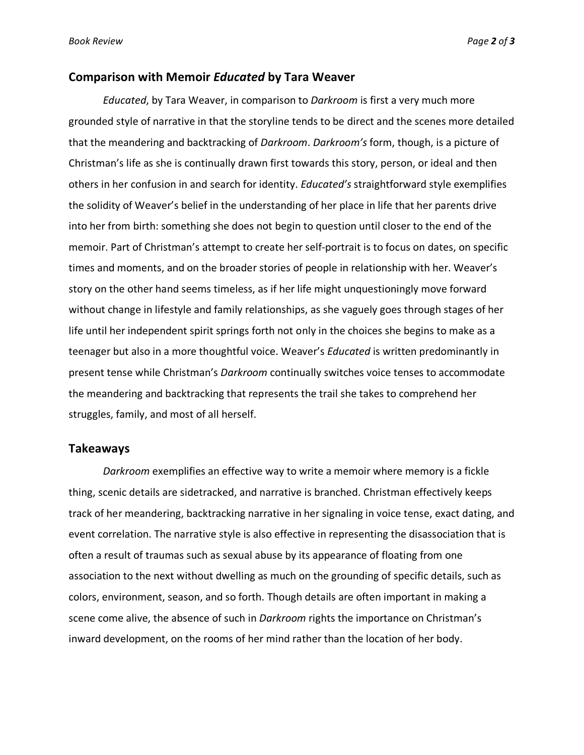## Comparison with Memoir *Educated* by Tara Weaver

*Educated*, by Tara Weaver, in comparison to *Darkroom* is first a very much more grounded style of narrative in that the storyline tends to be direct and the scenes more detailed that the meandering and backtracking of *Darkroom*. *Darkroom's* form, though, is a picture of Christman's life as she is continually drawn first towards this story, person, or ideal and then others in her confusion in and search for identity. *Educated's* straightforward style exemplifies the solidity of Weaver's belief in the understanding of her place in life that her parents drive into her from birth: something she does not begin to question until closer to the end of the memoir. Part of Christman's attempt to create her self-portrait is to focus on dates, on specific times and moments, and on the broader stories of people in relationship with her. Weaver's story on the other hand seems timeless, as if her life might unquestioningly move forward without change in lifestyle and family relationships, as she vaguely goes through stages of her life until her independent spirit springs forth not only in the choices she begins to make as a teenager but also in a more thoughtful voice. Weaver's *Educated* is written predominantly in present tense while Christman's *Darkroom* continually switches voice tenses to accommodate the meandering and backtracking that represents the trail she takes to comprehend her struggles, family, and most of all herself.

## Takeaways

*Darkroom* exemplifies an effective way to write a memoir where memory is a fickle thing, scenic details are sidetracked, and narrative is branched. Christman effectively keeps track of her meandering, backtracking narrative in her signaling in voice tense, exact dating, and event correlation. The narrative style is also effective in representing the disassociation that is often a result of traumas such as sexual abuse by its appearance of floating from one association to the next without dwelling as much on the grounding of specific details, such as colors, environment, season, and so forth. Though details are often important in making a scene come alive, the absence of such in *Darkroom* rights the importance on Christman's inward development, on the rooms of her mind rather than the location of her body.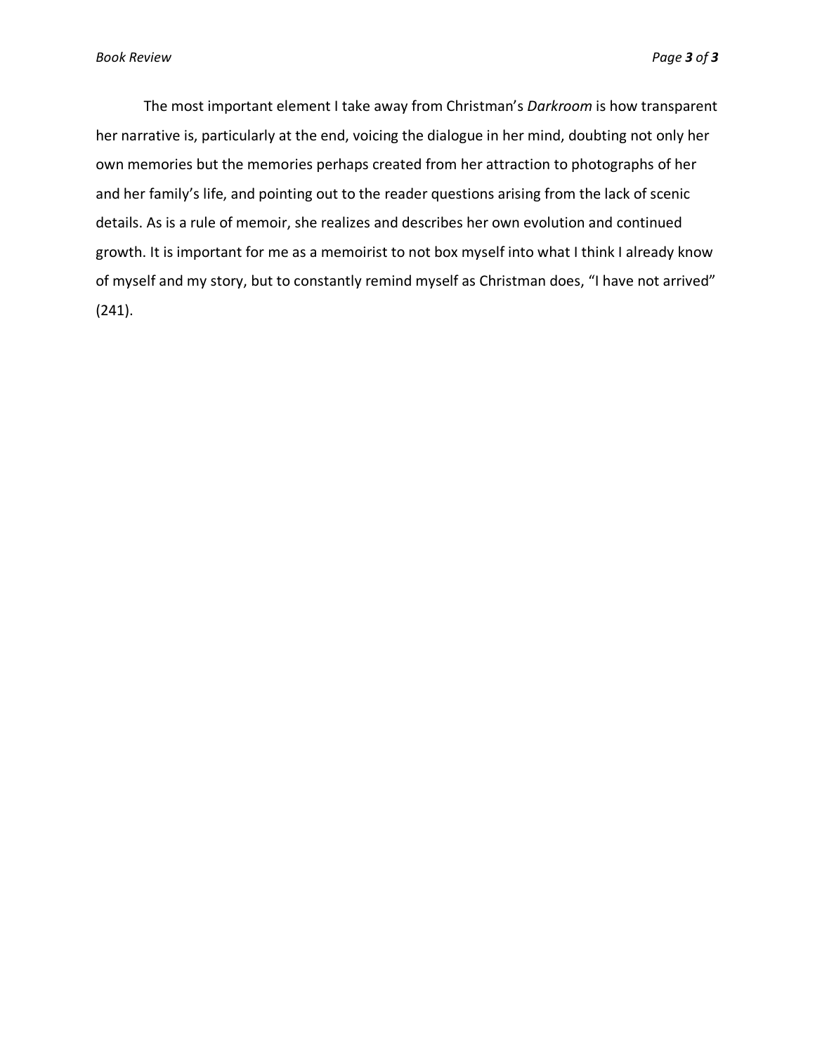The most important element I take away from Christman's *Darkroom* is how transparent her narrative is, particularly at the end, voicing the dialogue in her mind, doubting not only her own memories but the memories perhaps created from her attraction to photographs of her and her family's life, and pointing out to the reader questions arising from the lack of scenic details. As is a rule of memoir, she realizes and describes her own evolution and continued growth. It is important for me as a memoirist to not box myself into what I think I already know of myself and my story, but to constantly remind myself as Christman does, "I have not arrived" (241).